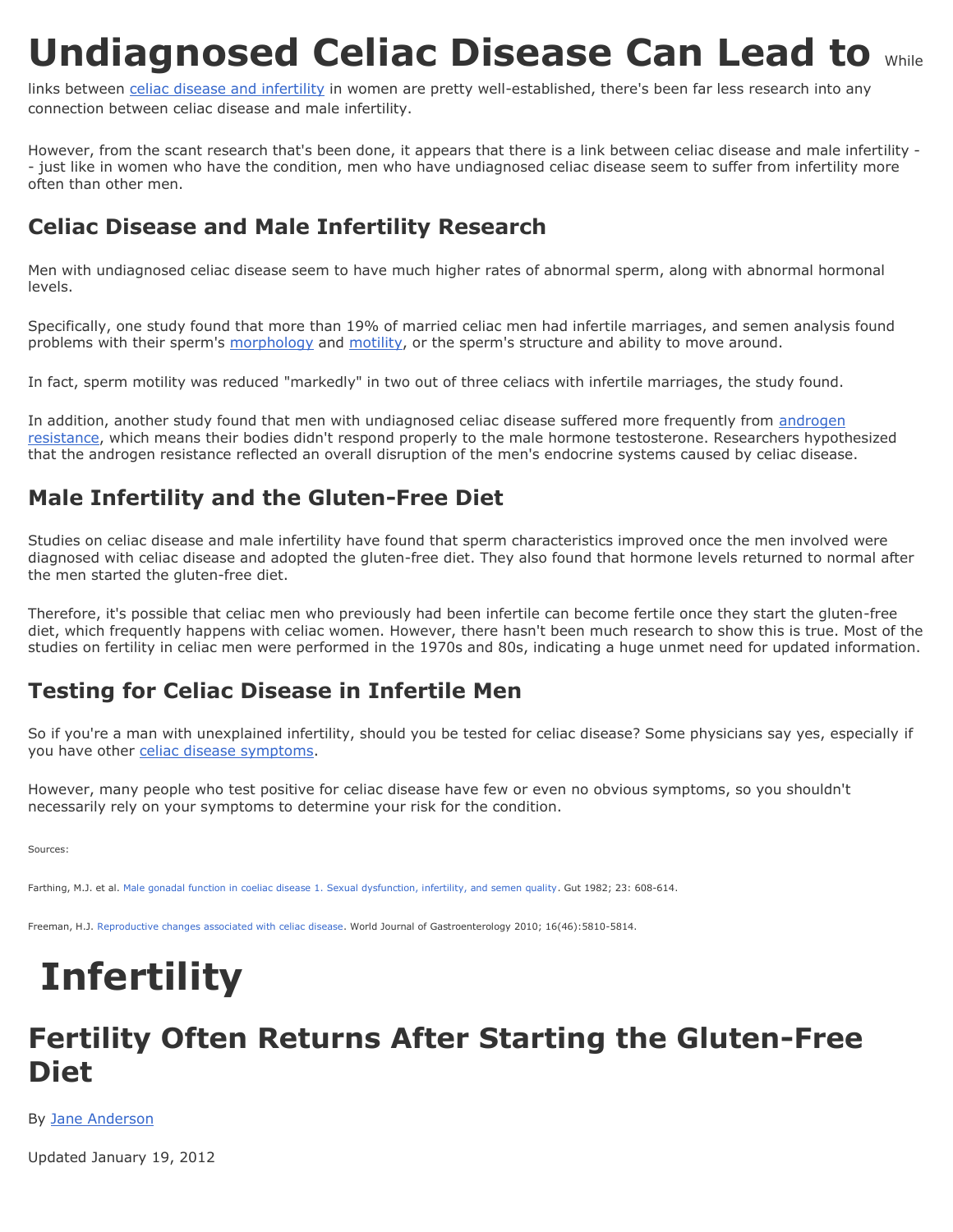# Undiagnosed Celiac Disease Can Lead to Infertility

## Fertility Often Returns After Starting the Gluten-Free Diet

By Jane Anderson

Updated January 19, 2012

While links between celiac disease and infertility in women are pretty well-established, there's been far less research into any connection between celiac disease and male infertility.

However, from the scant research that's been done, it appears that there is a link between celiac disease and male infertility -- just like in women who have the condition, men who have undiagnosed celiac disease seem to suffer from infertility more often than other men.

## Celiac Disease and Male Infertility Research

Men with undiagnosed celiac disease seem to have much higher rates of abnormal sperm, along with abnormal hormonal levels.

Specifically, one study found that more than 19% of married celiac men had infertile marriages, and semen analysis found problems with their sperm's morphology and motility, or the sperm's structure and ability to move around.

In fact, sperm motility was reduced "markedly" in two out of three celiacs with infertile marriages, the study found.

In addition, another study found that men with undiagnosed celiac disease suffered more frequently from androgen resistance, which means their bodies didn't respond properly to the male hormone testosterone. Researchers hypothesized that the androgen resistance reflected an overall disruption of the men's endocrine systems caused by celiac disease.

## Male Infertility and the Gluten-Free Diet

Studies on celiac disease and male infertility have found that sperm characteristics improved once the men involved were diagnosed with celiac disease and adopted the gluten-free diet. They also found that hormone levels returned to normal after the men started the gluten-free diet.

Therefore, it's possible that celiac men who previously had been infertile can become fertile once they start the gluten-free diet, which frequently happens with celiac women. However, there hasn't been much research to show this is true. Most of the studies on fertility in celiac men were performed in the 1970s and 80s, indicating a huge unmet need for updated information.

## Testing for Celiac Disease in Infertile Men

So if you're a man with unexplained infertility, should you be tested for celiac disease? Some physicians say yes, especially if you have other celiac disease symptoms.

However, many people who test positive for celiac disease have few or even no obvious symptoms, so you shouldn't necessarily rely on your symptoms to determine your risk for the condition.

Sources:

Farthing, M.J. et al. Male gonadal function in coeliac disease 1. Sexual dysfunction, infertility, and semen quality. Gut 1982; 23: 608-614.

Freeman, H.J. Reproductive changes associated with celiac disease. World Journal of Gastroenterology 2010; 16(46):5810-5814.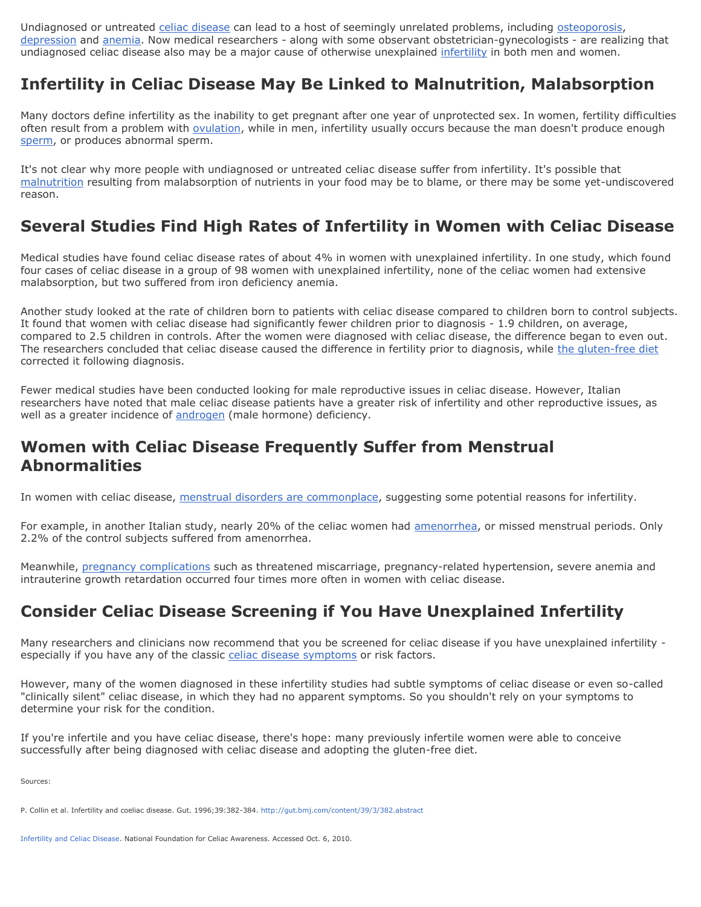Undiagnosed or untreated celiac disease can lead to a host of seemingly unrelated problems, including osteoporosis, depression and anemia. Now medical researchers - along with some observant obstetrician-gynecologists - are realizing that undiagnosed celiac disease also may be a major cause of otherwise unexplained infertility in both men and women.

## Infertility in Celiac Disease May Be Linked to Malnutrition, Malabsorption

Many doctors define infertility as the inability to get pregnant after one year of unprotected sex. In women, fertility difficulties often result from a problem with ovulation, while in men, infertility usually occurs because the man doesn't produce enough sperm, or produces abnormal sperm.

It's not clear why more people with undiagnosed or untreated celiac disease suffer from infertility. It's possible that malnutrition resulting from malabsorption of nutrients in your food may be to blame, or there may be some yet-undiscovered reason.

## Several Studies Find High Rates of Infertility in Women with Celiac Disease

Medical studies have found celiac disease rates of about 4% in women with unexplained infertility. In one study, which found four cases of celiac disease in a group of 98 women with unexplained infertility, none of the celiac women had extensive malabsorption, but two suffered from iron deficiency anemia.

Another study looked at the rate of children born to patients with celiac disease compared to children born to control subjects. It found that women with celiac disease had significantly fewer children prior to diagnosis - 1.9 children, on average, compared to 2.5 children in controls. After the women were diagnosed with celiac disease, the difference began to even out. The researchers concluded that celiac disease caused the difference in fertility prior to diagnosis, while the gluten-free diet corrected it following diagnosis.

Fewer medical studies have been conducted looking for male reproductive issues in celiac disease. However, Italian researchers have noted that male celiac disease patients have a greater risk of infertility and other reproductive issues, as well as a greater incidence of androgen (male hormone) deficiency.

## Women with Celiac Disease Frequently Suffer from Menstrual Abnormalities

In women with celiac disease, menstrual disorders are commonplace, suggesting some potential reasons for infertility.

For example, in another Italian study, nearly 20% of the celiac women had amenorrhea, or missed menstrual periods. Only 2.2% of the control subjects suffered from amenorrhea.

Meanwhile, pregnancy complications such as threatened miscarriage, pregnancy-related hypertension, severe anemia and intrauterine growth retardation occurred four times more often in women with celiac disease.

## Consider Celiac Disease Screening if You Have Unexplained Infertility

Many researchers and clinicians now recommend that you be screened for celiac disease if you have unexplained infertility - especially if you have any of the classic celiac disease symptoms or risk factors.

However, many of the women diagnosed in these infertility studies had subtle symptoms of celiac disease or even so-called "clinically silent" celiac disease, in which they had no apparent symptoms. So you shouldn't rely on your symptoms to determine your risk for the condition.

If you're infertile and you have celiac disease, there's hope: many previously infertile women were able to conceive successfully after being diagnosed with celiac disease and adopting the gluten-free diet.

Sources:

P. Collin et al. Infertility and coeliac disease. Gut. 1996;39:382-384. http://gut.bmj.com/content/39/3/382.abstract

Infertility and Celiac Disease. National Foundation for Celiac Awareness. Accessed Oct. 6, 2010.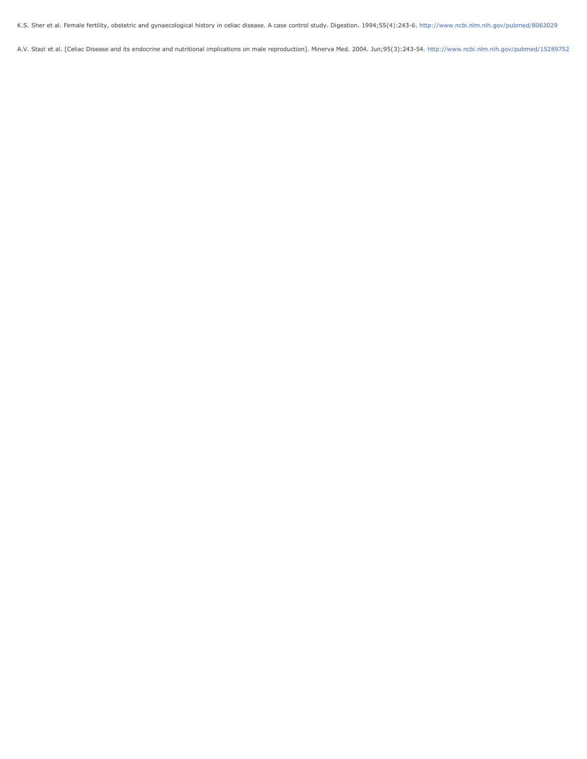K.S. Sher et al. Female fertility, obstetric and gynaecological history in celiac disease. A case control study. Digestion. 1994;55(4):243-6. http://www.ncbi.nlm.nih.gov/pubmed/8063029

A.V. Stazi et al. [Celiac Disease and its endocrine and nutritional implications on male reproduction]. Minerva Med. 2004. Jun;95(3):243-54. http://www.ncbi.nlm.nih.gov/pubmed/15289752